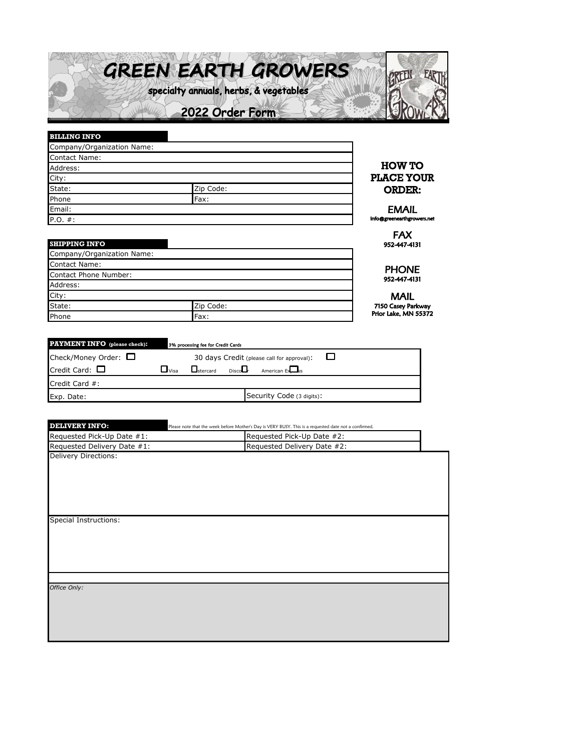# GREEN EARTH GROWERS

specialty annuals, herbs, & vegetables

## 2022 Order Form

**BILLING INFO**

| | |
|---|---|
| Company/Organization Name: | |
| Contact Name: | |
| Address: | |
| City: | |
| State: | Zip Code: |
| Phone | Fax: |
| Email: | |
| P.O. #: | |

**SHIPPING INFO**

| | |
|---|---|
| Company/Organization Name: | |
| Contact Name: | |
| Contact Phone Number: | |
| Address: | |
| City: | |
| State: | Zip Code: |
| Phone | Fax: |

### HOW TO PLACE YOUR ORDER:

**EMAIL**
info@greenearthgrowers.net

**FAX**
952-447-4131

**PHONE**
952-447-4131

**MAIL**
7150 Casey Parkway
Prior Lake, MN 55372

**PAYMENT INFO (please check):** 3% processing fee for Credit Cards

| | |
|---|---|
| Check/Money Order: ☐ | 30 days Credit (please call for approval): ☐ |
| Credit Card: ☐ | ☐ Visa ☐ Mastercard ☐ Discover ☐ American Express |
| Credit Card #: | |
| Exp. Date: | Security Code (3 digits): |

**DELIVERY INFO:** Please note that the week before Mother's Day is VERY BUSY. This is a requested date not a confirmed.

| | |
|---|---|
| Requested Pick-Up Date #1: | Requested Pick-Up Date #2: |
| Requested Delivery Date #1: | Requested Delivery Date #2: |

Delivery Directions:

Special Instructions:

*Office Only:*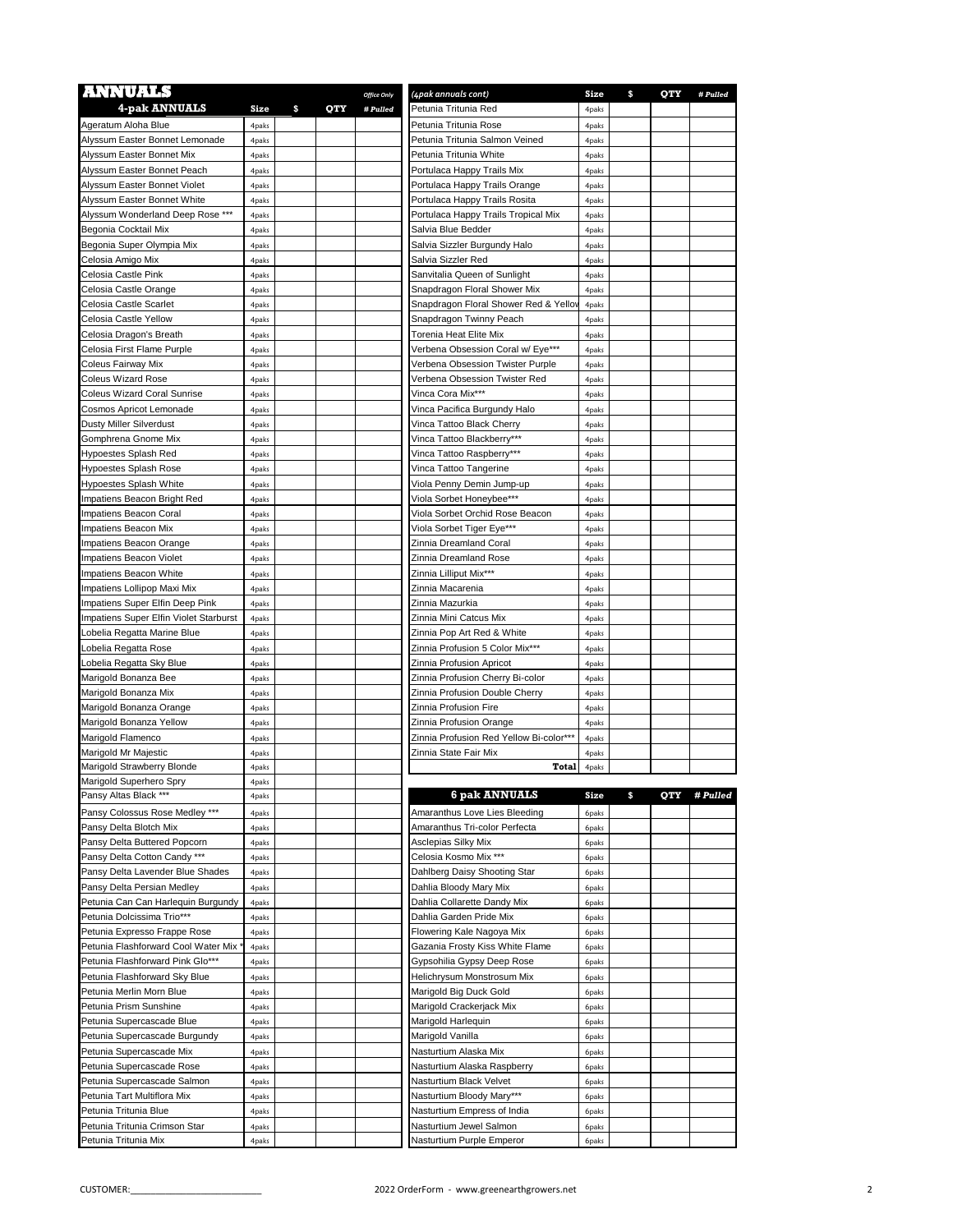# ANNUALS

| 4-pak ANNUALS | Size | $ | QTY | # Pulled |
|---|---|---|---|---|
| Ageratum Aloha Blue | 4paks | | | |
| Alyssum Easter Bonnet Lemonade | 4paks | | | |
| Alyssum Easter Bonnet Mix | 4paks | | | |
| Alyssum Easter Bonnet Peach | 4paks | | | |
| Alyssum Easter Bonnet Violet | 4paks | | | |
| Alyssum Easter Bonnet White | 4paks | | | |
| Alyssum Wonderland Deep Rose *** | 4paks | | | |
| Begonia Cocktail Mix | 4paks | | | |
| Begonia Super Olympia Mix | 4paks | | | |
| Celosia Amigo Mix | 4paks | | | |
| Celosia Castle Pink | 4paks | | | |
| Celosia Castle Orange | 4paks | | | |
| Celosia Castle Scarlet | 4paks | | | |
| Celosia Castle Yellow | 4paks | | | |
| Celosia Dragon's Breath | 4paks | | | |
| Celosia First Flame Purple | 4paks | | | |
| Coleus Fairway Mix | 4paks | | | |
| Coleus Wizard Rose | 4paks | | | |
| Coleus Wizard Coral Sunrise | 4paks | | | |
| Cosmos Apricot Lemonade | 4paks | | | |
| Dusty Miller Silverdust | 4paks | | | |
| Gomphrena Gnome Mix | 4paks | | | |
| Hypoestes Splash Red | 4paks | | | |
| Hypoestes Splash Rose | 4paks | | | |
| Hypoestes Splash White | 4paks | | | |
| Impatiens Beacon Bright Red | 4paks | | | |
| Impatiens Beacon Coral | 4paks | | | |
| Impatiens Beacon Mix | 4paks | | | |
| Impatiens Beacon Orange | 4paks | | | |
| Impatiens Beacon Violet | 4paks | | | |
| Impatiens Beacon White | 4paks | | | |
| Impatiens Lollipop Maxi Mix | 4paks | | | |
| Impatiens Super Elfin Deep Pink | 4paks | | | |
| Impatiens Super Elfin Violet Starburst | 4paks | | | |
| Lobelia Regatta Marine Blue | 4paks | | | |
| Lobelia Regatta Rose | 4paks | | | |
| Lobelia Regatta Sky Blue | 4paks | | | |
| Marigold Bonanza Bee | 4paks | | | |
| Marigold Bonanza Mix | 4paks | | | |
| Marigold Bonanza Orange | 4paks | | | |
| Marigold Bonanza Yellow | 4paks | | | |
| Marigold Flamenco | 4paks | | | |
| Marigold Mr Majestic | 4paks | | | |
| Marigold Strawberry Blonde | 4paks | | | |
| Marigold Superhero Spry | 4paks | | | |
| Pansy Altas Black *** | 4paks | | | |
| Pansy Colossus Rose Medley *** | 4paks | | | |
| Pansy Delta Blotch Mix | 4paks | | | |
| Pansy Delta Buttered Popcorn | 4paks | | | |
| Pansy Delta Cotton Candy *** | 4paks | | | |
| Pansy Delta Lavender Blue Shades | 4paks | | | |
| Pansy Delta Persian Medley | 4paks | | | |
| Petunia Can Can Harlequin Burgundy | 4paks | | | |
| Petunia Dolcissima Trio*** | 4paks | | | |
| Petunia Expresso Frappe Rose | 4paks | | | |
| Petunia Flashforward Cool Water Mix * | 4paks | | | |
| Petunia Flashforward Pink Glo*** | 4paks | | | |
| Petunia Flashforward Sky Blue | 4paks | | | |
| Petunia Merlin Morn Blue | 4paks | | | |
| Petunia Prism Sunshine | 4paks | | | |
| Petunia Supercascade Blue | 4paks | | | |
| Petunia Supercascade Burgundy | 4paks | | | |
| Petunia Supercascade Mix | 4paks | | | |
| Petunia Supercascade Rose | 4paks | | | |
| Petunia Supercascade Salmon | 4paks | | | |
| Petunia Tart Multiflora Mix | 4paks | | | |
| Petunia Tritunia Blue | 4paks | | | |
| Petunia Tritunia Crimson Star | 4paks | | | |
| Petunia Tritunia Mix | 4paks | | | |

| (4pak annuals cont) | Size | $ | QTY | # Pulled |
|---|---|---|---|---|
| Petunia Tritunia Red | 4paks | | | |
| Petunia Tritunia Rose | 4paks | | | |
| Petunia Tritunia Salmon Veined | 4paks | | | |
| Petunia Tritunia White | 4paks | | | |
| Portulaca Happy Trails Mix | 4paks | | | |
| Portulaca Happy Trails Orange | 4paks | | | |
| Portulaca Happy Trails Rosita | 4paks | | | |
| Portulaca Happy Trails Tropical Mix | 4paks | | | |
| Salvia Blue Bedder | 4paks | | | |
| Salvia Sizzler Burgundy Halo | 4paks | | | |
| Salvia Sizzler Red | 4paks | | | |
| Sanvitalia Queen of Sunlight | 4paks | | | |
| Snapdragon Floral Shower Mix | 4paks | | | |
| Snapdragon Floral Shower Red & Yellow | 4paks | | | |
| Snapdragon Twinny Peach | 4paks | | | |
| Torenia Heat Elite Mix | 4paks | | | |
| Verbena Obsession Coral w/ Eye*** | 4paks | | | |
| Verbena Obsession Twister Purple | 4paks | | | |
| Verbena Obsession Twister Red | 4paks | | | |
| Vinca Cora Mix*** | 4paks | | | |
| Vinca Pacifica Burgundy Halo | 4paks | | | |
| Vinca Tattoo Black Cherry | 4paks | | | |
| Vinca Tattoo Blackberry*** | 4paks | | | |
| Vinca Tattoo Raspberry*** | 4paks | | | |
| Vinca Tattoo Tangerine | 4paks | | | |
| Viola Penny Demin Jump-up | 4paks | | | |
| Viola Sorbet Honeybee*** | 4paks | | | |
| Viola Sorbet Orchid Rose Beacon | 4paks | | | |
| Viola Sorbet Tiger Eye*** | 4paks | | | |
| Zinnia Dreamland Coral | 4paks | | | |
| Zinnia Dreamland Rose | 4paks | | | |
| Zinnia Lilliput Mix*** | 4paks | | | |
| Zinnia Macarenia | 4paks | | | |
| Zinnia Mazurkia | 4paks | | | |
| Zinnia Mini Catcus Mix | 4paks | | | |
| Zinnia Pop Art Red & White | 4paks | | | |
| Zinnia Profusion 5 Color Mix*** | 4paks | | | |
| Zinnia Profusion Apricot | 4paks | | | |
| Zinnia Profusion Cherry Bi-color | 4paks | | | |
| Zinnia Profusion Double Cherry | 4paks | | | |
| Zinnia Profusion Fire | 4paks | | | |
| Zinnia Profusion Orange | 4paks | | | |
| Zinnia Profusion Red Yellow Bi-color*** | 4paks | | | |
| Zinnia State Fair Mix | 4paks | | | |
| **Total** | 4paks | | | |

| 6 pak ANNUALS | Size | $ | QTY | # Pulled |
|---|---|---|---|---|
| Amaranthus Love Lies Bleeding | 6paks | | | |
| Amaranthus Tri-color Perfecta | 6paks | | | |
| Asclepias Silky Mix | 6paks | | | |
| Celosia Kosmo Mix *** | 6paks | | | |
| Dahlberg Daisy Shooting Star | 6paks | | | |
| Dahlia Bloody Mary Mix | 6paks | | | |
| Dahlia Collarette Dandy Mix | 6paks | | | |
| Dahlia Garden Pride Mix | 6paks | | | |
| Flowering Kale Nagoya Mix | 6paks | | | |
| Gazania Frosty Kiss White Flame | 6paks | | | |
| Gypsohilia Gypsy Deep Rose | 6paks | | | |
| Helichrysum Monstrosum Mix | 6paks | | | |
| Marigold Big Duck Gold | 6paks | | | |
| Marigold Crackerjack Mix | 6paks | | | |
| Marigold Harlequin | 6paks | | | |
| Marigold Vanilla | 6paks | | | |
| Nasturtium Alaska Mix | 6paks | | | |
| Nasturtium Alaska Raspberry | 6paks | | | |
| Nasturtium Black Velvet | 6paks | | | |
| Nasturtium Bloody Mary*** | 6paks | | | |
| Nasturtium Empress of India | 6paks | | | |
| Nasturtium Jewel Salmon | 6paks | | | |
| Nasturtium Purple Emperor | 6paks | | | |

CUSTOMER:___________________________

2022 OrderForm - www.greenearthgrowers.net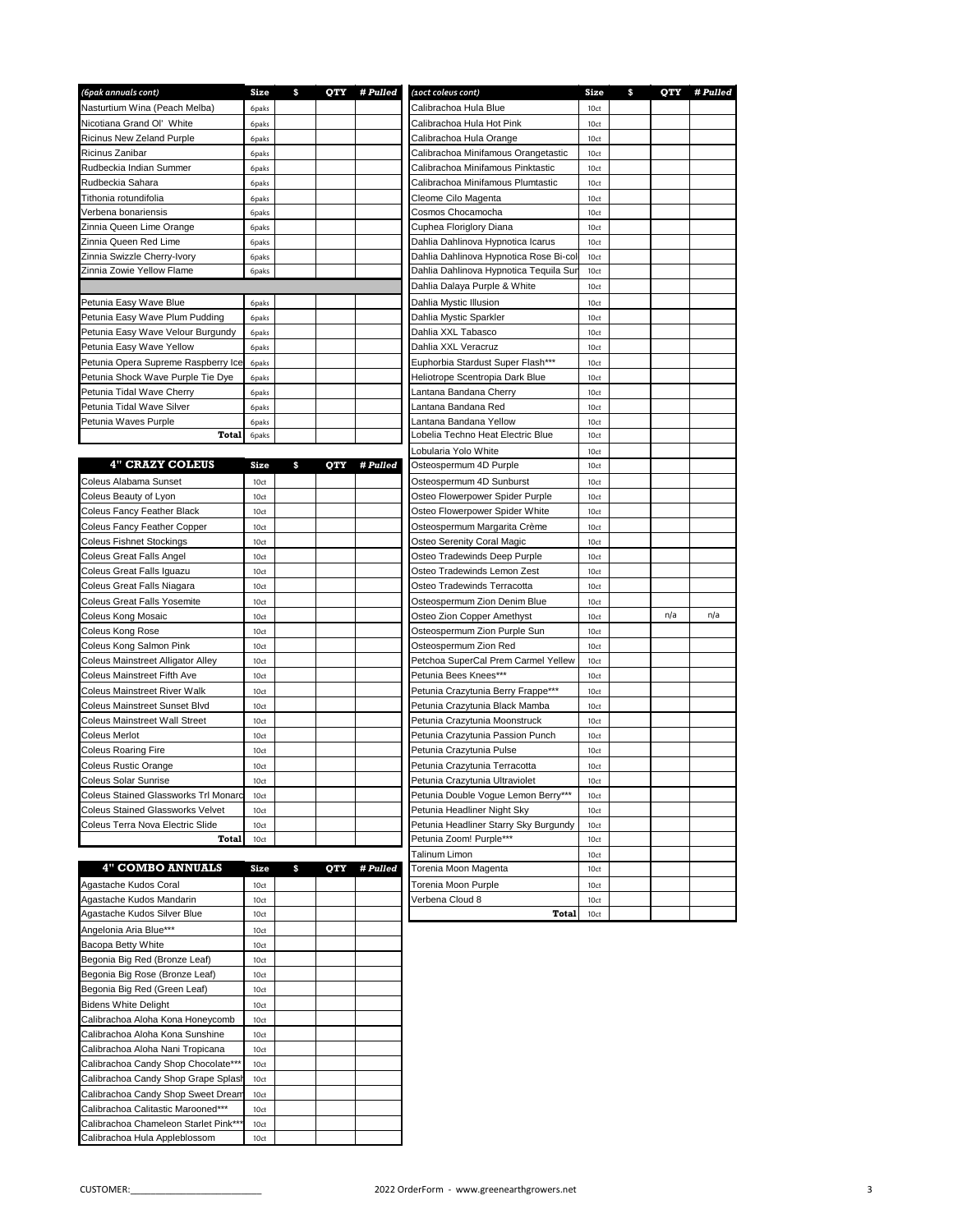| *(6pak annuals cont)* | Size | $ | QTY | *# Pulled* |
|---|---|---|---|---|
| Nasturtium Wina (Peach Melba) | 6paks | | | |
| Nicotiana Grand Ol' White | 6paks | | | |
| Ricinus New Zeland Purple | 6paks | | | |
| Ricinus Zanibar | 6paks | | | |
| Rudbeckia Indian Summer | 6paks | | | |
| Rudbeckia Sahara | 6paks | | | |
| Tithonia rotundifolia | 6paks | | | |
| Verbena bonariensis | 6paks | | | |
| Zinnia Queen Lime Orange | 6paks | | | |
| Zinnia Queen Red Lime | 6paks | | | |
| Zinnia Swizzle Cherry-Ivory | 6paks | | | |
| Zinnia Zowie Yellow Flame | 6paks | | | |
| | | | | |
| Petunia Easy Wave Blue | 6paks | | | |
| Petunia Easy Wave Plum Pudding | 6paks | | | |
| Petunia Easy Wave Velour Burgundy | 6paks | | | |
| Petunia Easy Wave Yellow | 6paks | | | |
| Petunia Opera Supreme Raspberry Ice | 6paks | | | |
| Petunia Shock Wave Purple Tie Dye | 6paks | | | |
| Petunia Tidal Wave Cherry | 6paks | | | |
| Petunia Tidal Wave Silver | 6paks | | | |
| Petunia Waves Purple | 6paks | | | |
| **Total** | 6paks | | | |

| 4" CRAZY COLEUS | Size | $ | QTY | *# Pulled* |
|---|---|---|---|---|
| Coleus Alabama Sunset | 10ct | | | |
| Coleus Beauty of Lyon | 10ct | | | |
| Coleus Fancy Feather Black | 10ct | | | |
| Coleus Fancy Feather Copper | 10ct | | | |
| Coleus Fishnet Stockings | 10ct | | | |
| Coleus Great Falls Angel | 10ct | | | |
| Coleus Great Falls Iguazu | 10ct | | | |
| Coleus Great Falls Niagara | 10ct | | | |
| Coleus Great Falls Yosemite | 10ct | | | |
| Coleus Kong Mosaic | 10ct | | | |
| Coleus Kong Rose | 10ct | | | |
| Coleus Kong Salmon Pink | 10ct | | | |
| Coleus Mainstreet Alligator Alley | 10ct | | | |
| Coleus Mainstreet Fifth Ave | 10ct | | | |
| Coleus Mainstreet River Walk | 10ct | | | |
| Coleus Mainstreet Sunset Blvd | 10ct | | | |
| Coleus Mainstreet Wall Street | 10ct | | | |
| Coleus Merlot | 10ct | | | |
| Coleus Roaring Fire | 10ct | | | |
| Coleus Rustic Orange | 10ct | | | |
| Coleus Solar Sunrise | 10ct | | | |
| Coleus Stained Glassworks Trl Monarc | 10ct | | | |
| Coleus Stained Glassworks Velvet | 10ct | | | |
| Coleus Terra Nova Electric Slide | 10ct | | | |
| **Total** | 10ct | | | |

| 4" COMBO ANNUALS | Size | $ | QTY | *# Pulled* |
|---|---|---|---|---|
| Agastache Kudos Coral | 10ct | | | |
| Agastache Kudos Mandarin | 10ct | | | |
| Agastache Kudos Silver Blue | 10ct | | | |
| Angelonia Aria Blue*** | 10ct | | | |
| Bacopa Betty White | 10ct | | | |
| Begonia Big Red (Bronze Leaf) | 10ct | | | |
| Begonia Big Rose (Bronze Leaf) | 10ct | | | |
| Begonia Big Red (Green Leaf) | 10ct | | | |
| Bidens White Delight | 10ct | | | |
| Calibrachoa Aloha Kona Honeycomb | 10ct | | | |
| Calibrachoa Aloha Kona Sunshine | 10ct | | | |
| Calibrachoa Aloha Nani Tropicana | 10ct | | | |
| Calibrachoa Candy Shop Chocolate*** | 10ct | | | |
| Calibrachoa Candy Shop Grape Splash | 10ct | | | |
| Calibrachoa Candy Shop Sweet Dream | 10ct | | | |
| Calibrachoa Calitastic Marooned*** | 10ct | | | |
| Calibrachoa Chameleon Starlet Pink*** | 10ct | | | |
| Calibrachoa Hula Appleblossom | 10ct | | | |

| *(10ct coleus cont)* | Size | $ | QTY | *# Pulled* |
|---|---|---|---|---|
| Calibrachoa Hula Blue | 10ct | | | |
| Calibrachoa Hula Hot Pink | 10ct | | | |
| Calibrachoa Hula Orange | 10ct | | | |
| Calibrachoa Minifamous Orangetastic | 10ct | | | |
| Calibrachoa Minifamous Pinktastic | 10ct | | | |
| Calibrachoa Minifamous Plumtastic | 10ct | | | |
| Cleome Cilo Magenta | 10ct | | | |
| Cosmos Chocamocha | 10ct | | | |
| Cuphea Floriglory Diana | 10ct | | | |
| Dahlia Dahlinova Hypnotica Icarus | 10ct | | | |
| Dahlia Dahlinova Hypnotica Rose Bi-col | 10ct | | | |
| Dahlia Dahlinova Hypnotica Tequila Sur | 10ct | | | |
| Dahlia Dalaya Purple & White | 10ct | | | |
| Dahlia Mystic Illusion | 10ct | | | |
| Dahlia Mystic Sparkler | 10ct | | | |
| Dahlia XXL Tabasco | 10ct | | | |
| Dahlia XXL Veracruz | 10ct | | | |
| Euphorbia Stardust Super Flash*** | 10ct | | | |
| Heliotrope Scentropia Dark Blue | 10ct | | | |
| Lantana Bandana Cherry | 10ct | | | |
| Lantana Bandana Red | 10ct | | | |
| Lantana Bandana Yellow | 10ct | | | |
| Lobelia Techno Heat Electric Blue | 10ct | | | |
| Lobularia Yolo White | 10ct | | | |
| Osteospermum 4D Purple | 10ct | | | |
| Osteospermum 4D Sunburst | 10ct | | | |
| Osteo Flowerpower Spider Purple | 10ct | | | |
| Osteo Flowerpower Spider White | 10ct | | | |
| Osteospermum Margarita Crème | 10ct | | | |
| Osteo Serenity Coral Magic | 10ct | | | |
| Osteo Tradewinds Deep Purple | 10ct | | | |
| Osteo Tradewinds Lemon Zest | 10ct | | | |
| Osteo Tradewinds Terracotta | 10ct | | | |
| Osteospermum Zion Denim Blue | 10ct | | | |
| Osteo Zion Copper Amethyst | 10ct | | n/a | n/a |
| Osteospermum Zion Purple Sun | 10ct | | | |
| Osteospermum Zion Red | 10ct | | | |
| Petchoa SuperCal Prem Carmel Yellow | 10ct | | | |
| Petunia Bees Knees*** | 10ct | | | |
| Petunia Crazytunia Berry Frappe*** | 10ct | | | |
| Petunia Crazytunia Black Mamba | 10ct | | | |
| Petunia Crazytunia Moonstruck | 10ct | | | |
| Petunia Crazytunia Passion Punch | 10ct | | | |
| Petunia Crazytunia Pulse | 10ct | | | |
| Petunia Crazytunia Terracotta | 10ct | | | |
| Petunia Crazytunia Ultraviolet | 10ct | | | |
| Petunia Double Vogue Lemon Berry*** | 10ct | | | |
| Petunia Headliner Night Sky | 10ct | | | |
| Petunia Headliner Starry Sky Burgundy | 10ct | | | |
| Petunia Zoom! Purple*** | 10ct | | | |
| Talinum Limon | 10ct | | | |
| Torenia Moon Magenta | 10ct | | | |
| Torenia Moon Purple | 10ct | | | |
| Verbena Cloud 8 | 10ct | | | |
| **Total** | 10ct | | | |

CUSTOMER:___________________________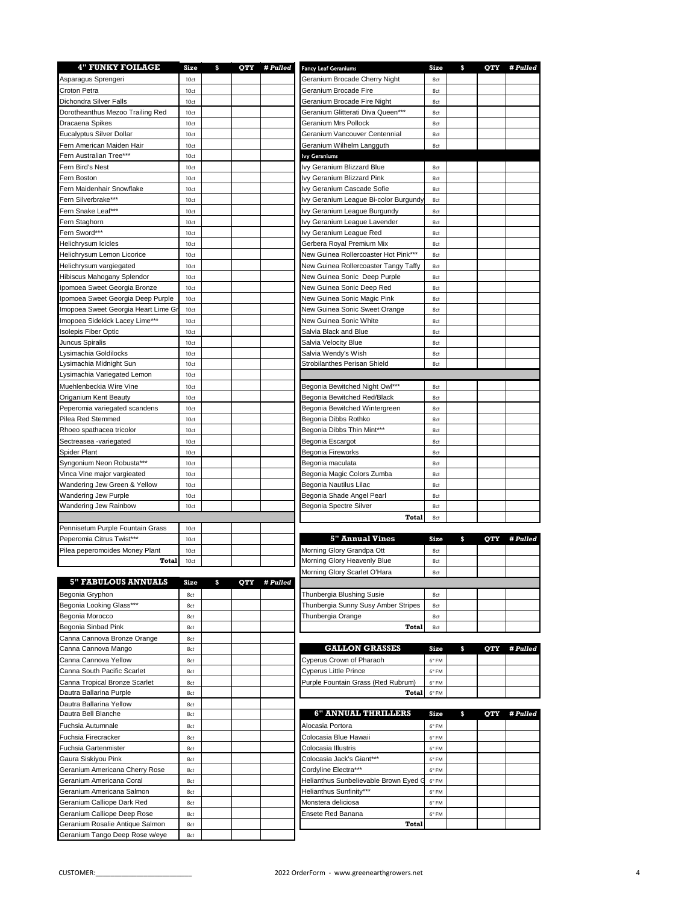| 4" FUNKY FOILAGE | Size | $ | QTY | # Pulled |
|---|---|---|---|---|
| Asparagus Sprengeri | 10ct | | | |
| Croton Petra | 10ct | | | |
| Dichondra Silver Falls | 10ct | | | |
| Dorotheanthus Mezoo Trailing Red | 10ct | | | |
| Dracaena Spikes | 10ct | | | |
| Eucalyptus Silver Dollar | 10ct | | | |
| Fern American Maiden Hair | 10ct | | | |
| Fern Australian Tree*** | 10ct | | | |
| Fern Bird's Nest | 10ct | | | |
| Fern Boston | 10ct | | | |
| Fern Maidenhair Snowflake | 10ct | | | |
| Fern Silverbrake*** | 10ct | | | |
| Fern Snake Leaf*** | 10ct | | | |
| Fern Staghorn | 10ct | | | |
| Fern Sword*** | 10ct | | | |
| Helichrysum Icicles | 10ct | | | |
| Helichrysum Lemon Licorice | 10ct | | | |
| Helichrysum vargiegated | 10ct | | | |
| Hibiscus Mahogany Splendor | 10ct | | | |
| Ipomoea Sweet Georgia Bronze | 10ct | | | |
| Ipomoea Sweet Georgia Deep Purple | 10ct | | | |
| Imopoea Sweet Georgia Heart Lime Gr | 10ct | | | |
| Imopoea Sidekick Lacey Lime*** | 10ct | | | |
| Isolepis Fiber Optic | 10ct | | | |
| Juncus Spiralis | 10ct | | | |
| Lysimachia Goldilocks | 10ct | | | |
| Lysimachia Midnight Sun | 10ct | | | |
| Lysimachia Variegated Lemon | 10ct | | | |
| Muehlenbeckia Wire Vine | 10ct | | | |
| Origanium Kent Beauty | 10ct | | | |
| Peperomia variegated scandens | 10ct | | | |
| Pilea Red Stemmed | 10ct | | | |
| Rhoeo spathacea tricolor | 10ct | | | |
| Sectreasea -variegated | 10ct | | | |
| Spider Plant | 10ct | | | |
| Syngonium Neon Robusta*** | 10ct | | | |
| Vinca Vine major vargieated | 10ct | | | |
| Wandering Jew Green & Yellow | 10ct | | | |
| Wandering Jew Purple | 10ct | | | |
| Wandering Jew Rainbow | 10ct | | | |
| | | | | |
| Pennisetum Purple Fountain Grass | 10ct | | | |
| Peperomia Citrus Twist*** | 10ct | | | |
| Pilea peperomoides Money Plant | 10ct | | | |
| **Total** | 10ct | | | |

| 5" FABULOUS ANNUALS | Size | $ | QTY | # Pulled |
|---|---|---|---|---|
| Begonia Gryphon | 8ct | | | |
| Begonia Looking Glass*** | 8ct | | | |
| Begonia Morocco | 8ct | | | |
| Begonia Sinbad Pink | 8ct | | | |
| Canna Cannova Bronze Orange | 8ct | | | |
| Canna Cannova Mango | 8ct | | | |
| Canna Cannova Yellow | 8ct | | | |
| Canna South Pacific Scarlet | 8ct | | | |
| Canna Tropical Bronze Scarlet | 8ct | | | |
| Dautra Ballarina Purple | 8ct | | | |
| Dautra Ballarina Yellow | 8ct | | | |
| Dautra Bell Blanche | 8ct | | | |
| Fuchsia Autumnale | 8ct | | | |
| Fuchsia Firecracker | 8ct | | | |
| Fuchsia Gartenmister | 8ct | | | |
| Gaura Siskiyou Pink | 8ct | | | |
| Geranium Americana Cherry Rose | 8ct | | | |
| Geranium Americana Coral | 8ct | | | |
| Geranium Americana Salmon | 8ct | | | |
| Geranium Calliope Dark Red | 8ct | | | |
| Geranium Calliope Deep Rose | 8ct | | | |
| Geranium Rosalie Antique Salmon | 8ct | | | |
| Geranium Tango Deep Rose w/eye | 8ct | | | |

| Fancy Leaf Geraniums | Size | $ | QTY | # Pulled |
|---|---|---|---|---|
| Geranium Brocade Cherry Night | 8ct | | | |
| Geranium Brocade Fire | 8ct | | | |
| Geranium Brocade Fire Night | 8ct | | | |
| Geranium Glitterati Diva Queen*** | 8ct | | | |
| Geranium Mrs Pollock | 8ct | | | |
| Geranium Vancouver Centennial | 8ct | | | |
| Geranium Wilhelm Langguth | 8ct | | | |
| **Ivy Geraniums** | | | | |
| Ivy Geranium Blizzard Blue | 8ct | | | |
| Ivy Geranium Blizzard Pink | 8ct | | | |
| Ivy Geranium Cascade Sofie | 8ct | | | |
| Ivy Geranium League Bi-color Burgundy | 8ct | | | |
| Ivy Geranium League Burgundy | 8ct | | | |
| Ivy Geranium League Lavender | 8ct | | | |
| Ivy Geranium League Red | 8ct | | | |
| Gerbera Royal Premium Mix | 8ct | | | |
| New Guinea Rollercoaster Hot Pink*** | 8ct | | | |
| New Guinea Rollercoaster Tangy Taffy | 8ct | | | |
| New Guinea Sonic Deep Purple | 8ct | | | |
| New Guinea Sonic Deep Red | 8ct | | | |
| New Guinea Sonic Magic Pink | 8ct | | | |
| New Guinea Sonic Sweet Orange | 8ct | | | |
| New Guinea Sonic White | 8ct | | | |
| Salvia Black and Blue | 8ct | | | |
| Salvia Velocity Blue | 8ct | | | |
| Salvia Wendy's Wish | 8ct | | | |
| Strobilanthes Perisan Shield | 8ct | | | |
| | | | | |
| Begonia Bewitched Night Owl*** | 8ct | | | |
| Begonia Bewitched Red/Black | 8ct | | | |
| Begonia Bewitched Wintergreen | 8ct | | | |
| Begonia Dibbs Rothko | 8ct | | | |
| Begonia Dibbs Thin Mint*** | 8ct | | | |
| Begonia Escargot | 8ct | | | |
| Begonia Fireworks | 8ct | | | |
| Begonia maculata | 8ct | | | |
| Begonia Magic Colors Zumba | 8ct | | | |
| Begonia Nautilus Lilac | 8ct | | | |
| Begonia Shade Angel Pearl | 8ct | | | |
| Begonia Spectre Silver | 8ct | | | |
| **Total** | 8ct | | | |

| 5" Annual Vines | Size | $ | QTY | # Pulled |
|---|---|---|---|---|
| Morning Glory Grandpa Ott | 8ct | | | |
| Morning Glory Heavenly Blue | 8ct | | | |
| Morning Glory Scarlet O'Hara | 8ct | | | |
| | | | | |
| Thunbergia Blushing Susie | 8ct | | | |
| Thunbergia Sunny Susy Amber Stripes | 8ct | | | |
| Thunbergia Orange | 8ct | | | |
| **Total** | 8ct | | | |

| GALLON GRASSES | Size | $ | QTY | # Pulled |
|---|---|---|---|---|
| Cyperus Crown of Pharaoh | 6" FM | | | |
| Cyperus Little Prince | 6" FM | | | |
| Purple Fountain Grass (Red Rubrum) | 6" FM | | | |
| **Total** | 6" FM | | | |

| 6" ANNUAL THRILLERS | Size | $ | QTY | # Pulled |
|---|---|---|---|---|
| Alocasia Portora | 6" FM | | | |
| Colocasia Blue Hawaii | 6" FM | | | |
| Colocasia Illustris | 6" FM | | | |
| Colocasia Jack's Giant*** | 6" FM | | | |
| Cordyline Electra*** | 6" FM | | | |
| Helianthus Sunbelievable Brown Eyed G | 6" FM | | | |
| Helianthus Sunfinity*** | 6" FM | | | |
| Monstera deliciosa | 6" FM | | | |
| Ensete Red Banana | 6" FM | | | |
| **Total** | | | | |

CUSTOMER:_______________________

2022 OrderForm - www.greenearthgrowers.net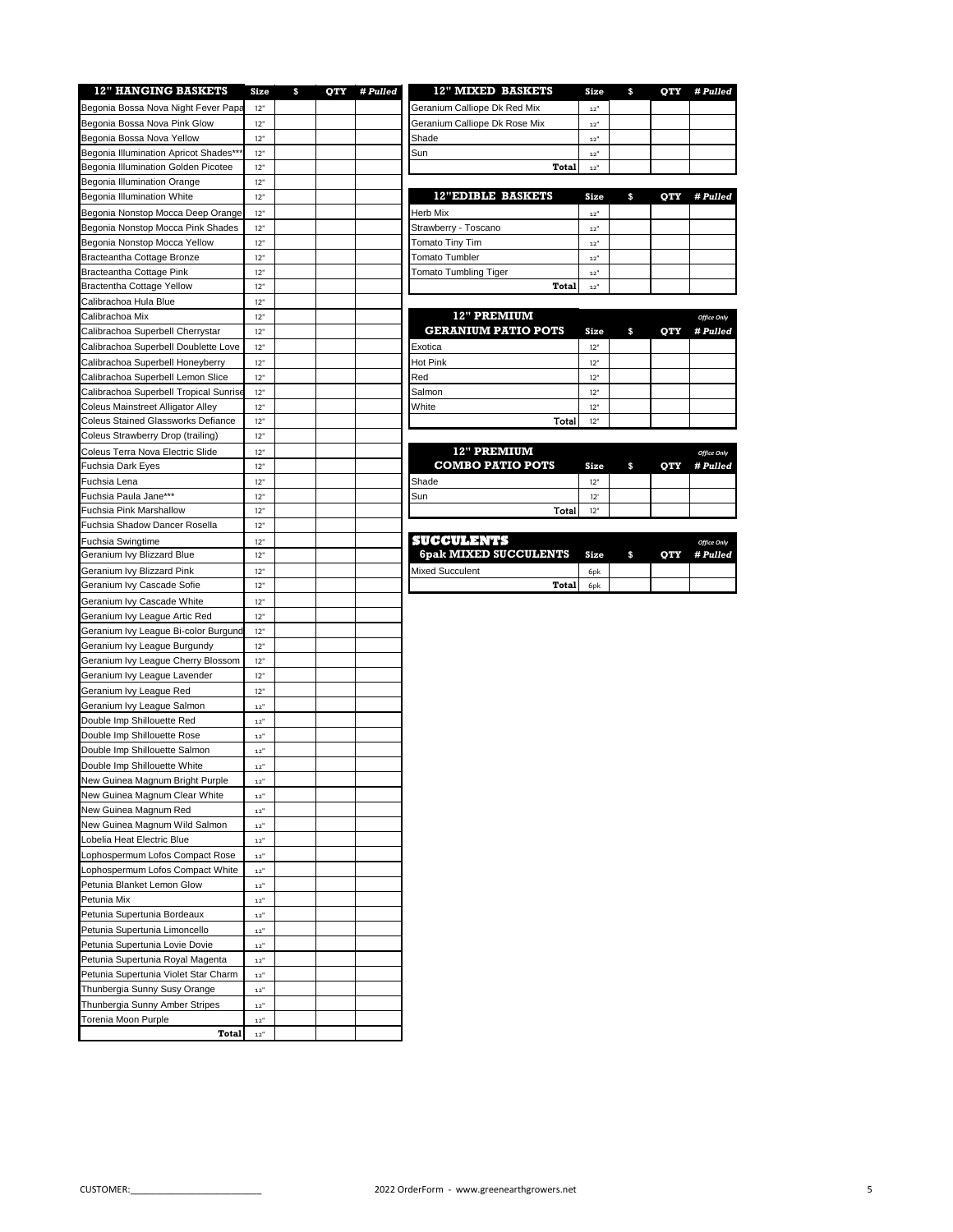| 12" HANGING BASKETS | Size | $ | QTY | # Pulled |
|---|---|---|---|---|
| Begonia Bossa Nova Night Fever Papa | 12" | | | |
| Begonia Bossa Nova Pink Glow | 12" | | | |
| Begonia Bossa Nova Yellow | 12" | | | |
| Begonia Illumination Apricot Shades*** | 12" | | | |
| Begonia Illumination Golden Picotee | 12" | | | |
| Begonia Illumination Orange | 12" | | | |
| Begonia Illumination White | 12" | | | |
| Begonia Nonstop Mocca Deep Orange | 12" | | | |
| Begonia Nonstop Mocca Pink Shades | 12" | | | |
| Begonia Nonstop Mocca Yellow | 12" | | | |
| Bracteantha Cottage Bronze | 12" | | | |
| Bracteantha Cottage Pink | 12" | | | |
| Bractentha Cottage Yellow | 12" | | | |
| Calibrachoa Hula Blue | 12" | | | |
| Calibrachoa Mix | 12" | | | |
| Calibrachoa Superbell Cherrystar | 12" | | | |
| Calibrachoa Superbell Doublette Love | 12" | | | |
| Calibrachoa Superbell Honeyberry | 12" | | | |
| Calibrachoa Superbell Lemon Slice | 12" | | | |
| Calibrachoa Superbell Tropical Sunrise | 12" | | | |
| Coleus Mainstreet Alligator Alley | 12" | | | |
| Coleus Stained Glassworks Defiance | 12" | | | |
| Coleus Strawberry Drop (trailing) | 12" | | | |
| Coleus Terra Nova Electric Slide | 12" | | | |
| Fuchsia Dark Eyes | 12" | | | |
| Fuchsia Lena | 12" | | | |
| Fuchsia Paula Jane*** | 12" | | | |
| Fuchsia Pink Marshallow | 12" | | | |
| Fuchsia Shadow Dancer Rosella | 12" | | | |
| Fuchsia Swingtime | 12" | | | |
| Geranium Ivy Blizzard Blue | 12" | | | |
| Geranium Ivy Blizzard Pink | 12" | | | |
| Geranium Ivy Cascade Sofie | 12" | | | |
| Geranium Ivy Cascade White | 12" | | | |
| Geranium Ivy League Artic Red | 12" | | | |
| Geranium Ivy League Bi-color Burgund | 12" | | | |
| Geranium Ivy League Burgundy | 12" | | | |
| Geranium Ivy League Cherry Blossom | 12" | | | |
| Geranium Ivy League Lavender | 12" | | | |
| Geranium Ivy League Red | 12" | | | |
| Geranium Ivy League Salmon | 12" | | | |
| Double Imp Shillouette Red | 12" | | | |
| Double Imp Shillouette Rose | 12" | | | |
| Double Imp Shillouette Salmon | 12" | | | |
| Double Imp Shillouette White | 12" | | | |
| New Guinea Magnum Bright Purple | 12" | | | |
| New Guinea Magnum Clear White | 12" | | | |
| New Guinea Magnum Red | 12" | | | |
| New Guinea Magnum Wild Salmon | 12" | | | |
| Lobelia Heat Electric Blue | 12" | | | |
| Lophospermum Lofos Compact Rose | 12" | | | |
| Lophospermum Lofos Compact White | 12" | | | |
| Petunia Blanket Lemon Glow | 12" | | | |
| Petunia Mix | 12" | | | |
| Petunia Supertunia Bordeaux | 12" | | | |
| Petunia Supertunia Limoncello | 12" | | | |
| Petunia Supertunia Lovie Dovie | 12" | | | |
| Petunia Supertunia Royal Magenta | 12" | | | |
| Petunia Supertunia Violet Star Charm | 12" | | | |
| Thunbergia Sunny Susy Orange | 12" | | | |
| Thunbergia Sunny Amber Stripes | 12" | | | |
| Torenia Moon Purple | 12" | | | |
| **Total** | 12" | | | |

| 12" MIXED BASKETS | Size | $ | QTY | # Pulled |
|---|---|---|---|---|
| Geranium Calliope Dk Red Mix | 12" | | | |
| Geranium Calliope Dk Rose Mix | 12" | | | |
| Shade | 12" | | | |
| Sun | 12" | | | |
| **Total** | 12" | | | |

| 12"EDIBLE BASKETS | Size | $ | QTY | # Pulled |
|---|---|---|---|---|
| Herb Mix | 12" | | | |
| Strawberry - Toscano | 12" | | | |
| Tomato Tiny Tim | 12" | | | |
| Tomato Tumbler | 12" | | | |
| Tomato Tumbling Tiger | 12" | | | |
| **Total** | 12" | | | |

| 12" PREMIUM GERANIUM PATIO POTS | Size | $ | QTY | *Office Only* # Pulled |
|---|---|---|---|---|
| Exotica | 12" | | | |
| Hot Pink | 12" | | | |
| Red | 12" | | | |
| Salmon | 12" | | | |
| White | 12" | | | |
| **Total** | 12" | | | |

| 12" PREMIUM COMBO PATIO POTS | Size | $ | QTY | *Office Only* # Pulled |
|---|---|---|---|---|
| Shade | 12" | | | |
| Sun | 12' | | | |
| **Total** | 12" | | | |

| SUCCULENTS 6pak MIXED SUCCULENTS | Size | $ | QTY | *Office Only* # Pulled |
|---|---|---|---|---|
| Mixed Succulent | 6pk | | | |
| **Total** | 6pk | | | |

CUSTOMER:___________________________

2022 OrderForm - www.greenearthgrowers.net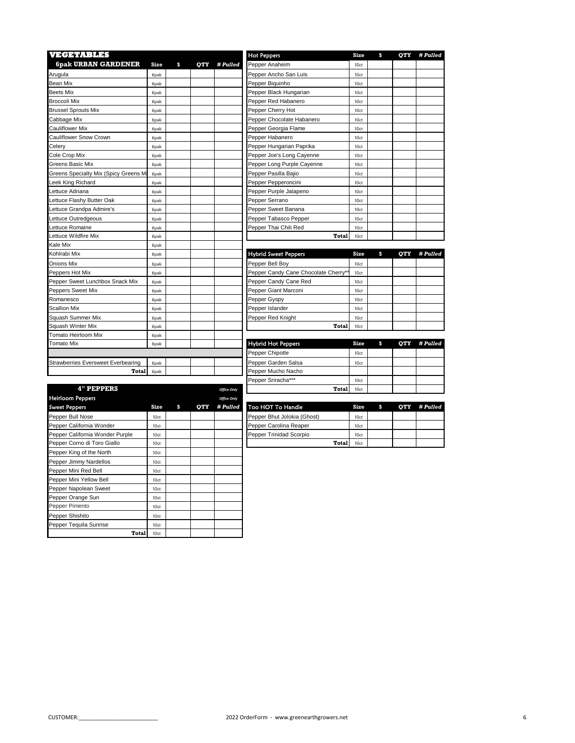# VEGETABLES

| 6pak URBAN GARDENER | Size | $ | QTY | # Pulled |
|---|---|---|---|---|
| Arugula | 6pak | | | |
| Bean Mix | 6pak | | | |
| Beets Mix | 6pak | | | |
| Broccoli Mix | 6pak | | | |
| Brussel Sprouts Mix | 6pak | | | |
| Cabbage Mix | 6pak | | | |
| Cauliflower Mix | 6pak | | | |
| Cauliflower Snow Crown | 6pak | | | |
| Celery | 6pak | | | |
| Cole Crop Mix | 6pak | | | |
| Greens Basic Mix | 6pak | | | |
| Greens Specialty Mix (Spicy Greens M | 6pak | | | |
| Leek King Richard | 6pak | | | |
| Lettuce Adriana | 6pak | | | |
| Lettuce Flashy Butter Oak | 6pak | | | |
| Lettuce Grandpa Admire's | 6pak | | | |
| Lettuce Outredgeous | 6pak | | | |
| Lettuce Romaine | 6pak | | | |
| Lettuce Wildfire Mix | 6pak | | | |
| Kale Mix | 6pak | | | |
| Kohlrabi Mix | 6pak | | | |
| Onions Mix | 6pak | | | |
| Peppers Hot Mix | 6pak | | | |
| Pepper Sweet Lunchbox Snack Mix | 6pak | | | |
| Peppers Sweet Mix | 6pak | | | |
| Romanesco | 6pak | | | |
| Scallion Mix | 6pak | | | |
| Squash Summer Mix | 6pak | | | |
| Squash Winter Mix | 6pak | | | |
| Tomato Heirloom Mix | 6pak | | | |
| Tomato Mix | 6pak | | | |
| | | | | |
| Strawberries Eversweet Everbearing | 6pak | | | |
| **Total** | 6pak | | | |

## 4" PEPPERS

*Office Only*

| Heirloom Peppers | | | | *Office Only* |
|---|---|---|---|---|
| **Sweet Peppers** | **Size** | **$** | **QTY** | **# Pulled** |
| Pepper Bull Nose | 10ct | | | |
| Pepper California Wonder | 10ct | | | |
| Pepper California Wonder Purple | 10ct | | | |
| Pepper Corno di Toro Giallo | 10ct | | | |
| Pepper King of the North | 10ct | | | |
| Pepper Jimmy Nardellos | 10ct | | | |
| Pepper Mini Red Bell | 10ct | | | |
| Pepper Mini Yellow Bell | 10ct | | | |
| Pepper Napolean Sweet | 10ct | | | |
| Pepper Orange Sun | 10ct | | | |
| Pepper Pimento | 10ct | | | |
| Pepper Shishito | 10ct | | | |
| Pepper Tequila Sunrise | 10ct | | | |
| **Total** | 10ct | | | |

| Hot Peppers | Size | $ | QTY | # Pulled |
|---|---|---|---|---|
| Pepper Anaheim | 10ct | | | |
| Pepper Ancho San Luis | 10ct | | | |
| Pepper Biquinho | 10ct | | | |
| Pepper Black Hungarian | 10ct | | | |
| Pepper Red Habanero | 10ct | | | |
| Pepper Cherry Hot | 10ct | | | |
| Pepper Chocolate Habanero | 10ct | | | |
| Pepper Georgia Flame | 10ct | | | |
| Pepper Habanero | 10ct | | | |
| Pepper Hungarian Paprika | 10ct | | | |
| Pepper Joe's Long Cayenne | 10ct | | | |
| Pepper Long Purple Cayenne | 10ct | | | |
| Pepper Pasilla Bajio | 10ct | | | |
| Pepper Pepperoncini | 10ct | | | |
| Pepper Purple Jalapeno | 10ct | | | |
| Pepper Serrano | 10ct | | | |
| Pepper Sweet Banana | 10ct | | | |
| Pepper Tabasco Pepper | 10ct | | | |
| Pepper Thai Chili Red | 10ct | | | |
| **Total** | 10ct | | | |

| Hybrid Sweet Peppers | Size | $ | QTY | # Pulled |
|---|---|---|---|---|
| Pepper Bell Boy | 10ct | | | |
| Pepper Candy Cane Chocolate Cherry** | 10ct | | | |
| Pepper Candy Cane Red | 10ct | | | |
| Pepper Giant Marconi | 10ct | | | |
| Pepper Gyspy | 10ct | | | |
| Pepper Islander | 10ct | | | |
| Pepper Red Knight | 10ct | | | |
| **Total** | 10ct | | | |

| Hybrid Hot Peppers | Size | $ | QTY | # Pulled |
|---|---|---|---|---|
| Pepper Chipotle | 10ct | | | |
| Pepper Garden Salsa | 10ct | | | |
| Pepper Mucho Nacho | | | | |
| Pepper Sriracha*** | 10ct | | | |
| **Total** | 10ct | | | |

| Too HOT To Handle | Size | $ | QTY | # Pulled |
|---|---|---|---|---|
| Pepper Bhut Jolokia (Ghost) | 10ct | | | |
| Pepper Carolina Reaper | 10ct | | | |
| Pepper Trinidad Scorpio | 10ct | | | |
| **Total** | 10ct | | | |

CUSTOMER:_______________________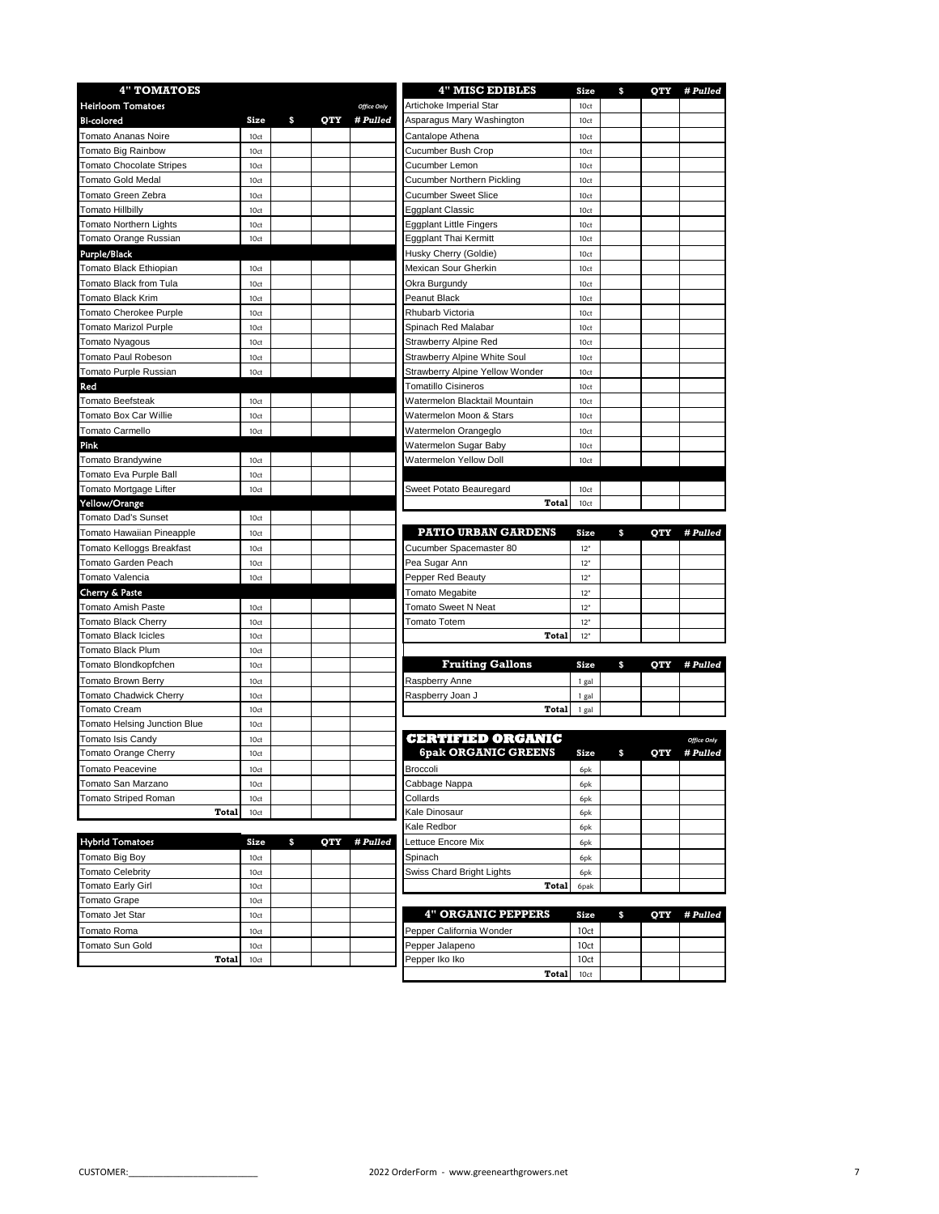## 4" TOMATOES

| Heirloom Tomatoes | | | | *Office Only* |
|---|---|---|---|---|
| **Bi-colored** | **Size** | **$** | **QTY** | ***# Pulled*** |
| Tomato Ananas Noire | 10ct | | | |
| Tomato Big Rainbow | 10ct | | | |
| Tomato Chocolate Stripes | 10ct | | | |
| Tomato Gold Medal | 10ct | | | |
| Tomato Green Zebra | 10ct | | | |
| Tomato Hillbilly | 10ct | | | |
| Tomato Northern Lights | 10ct | | | |
| Tomato Orange Russian | 10ct | | | |
| **Purple/Black** | | | | |
| Tomato Black Ethiopian | 10ct | | | |
| Tomato Black from Tula | 10ct | | | |
| Tomato Black Krim | 10ct | | | |
| Tomato Cherokee Purple | 10ct | | | |
| Tomato Marizol Purple | 10ct | | | |
| Tomato Nyagous | 10ct | | | |
| Tomato Paul Robeson | 10ct | | | |
| Tomato Purple Russian | 10ct | | | |
| **Red** | | | | |
| Tomato Beefsteak | 10ct | | | |
| Tomato Box Car Willie | 10ct | | | |
| Tomato Carmello | 10ct | | | |
| **Pink** | | | | |
| Tomato Brandywine | 10ct | | | |
| Tomato Eva Purple Ball | 10ct | | | |
| Tomato Mortgage Lifter | 10ct | | | |
| **Yellow/Orange** | | | | |
| Tomato Dad's Sunset | 10ct | | | |
| Tomato Hawaiian Pineapple | 10ct | | | |
| Tomato Kelloggs Breakfast | 10ct | | | |
| Tomato Garden Peach | 10ct | | | |
| Tomato Valencia | 10ct | | | |
| **Cherry & Paste** | | | | |
| Tomato Amish Paste | 10ct | | | |
| Tomato Black Cherry | 10ct | | | |
| Tomato Black Icicles | 10ct | | | |
| Tomato Black Plum | 10ct | | | |
| Tomato Blondkopfchen | 10ct | | | |
| Tomato Brown Berry | 10ct | | | |
| Tomato Chadwick Cherry | 10ct | | | |
| Tomato Cream | 10ct | | | |
| Tomato Helsing Junction Blue | 10ct | | | |
| Tomato Isis Candy | 10ct | | | |
| Tomato Orange Cherry | 10ct | | | |
| Tomato Peacevine | 10ct | | | |
| Tomato San Marzano | 10ct | | | |
| Tomato Striped Roman | 10ct | | | |
| **Total** | 10ct | | | |

| Hybrid Tomatoes | Size | $ | QTY | *# Pulled* |
|---|---|---|---|---|
| Tomato Big Boy | 10ct | | | |
| Tomato Celebrity | 10ct | | | |
| Tomato Early Girl | 10ct | | | |
| Tomato Grape | 10ct | | | |
| Tomato Jet Star | 10ct | | | |
| Tomato Roma | 10ct | | | |
| Tomato Sun Gold | 10ct | | | |
| **Total** | 10ct | | | |

| 4" MISC EDIBLES | Size | $ | QTY | *# Pulled* |
|---|---|---|---|---|
| Artichoke Imperial Star | 10ct | | | |
| Asparagus Mary Washington | 10ct | | | |
| Cantalope Athena | 10ct | | | |
| Cucumber Bush Crop | 10ct | | | |
| Cucumber Lemon | 10ct | | | |
| Cucumber Northern Pickling | 10ct | | | |
| Cucumber Sweet Slice | 10ct | | | |
| Eggplant Classic | 10ct | | | |
| Eggplant Little Fingers | 10ct | | | |
| Eggplant Thai Kermitt | 10ct | | | |
| Husky Cherry (Goldie) | 10ct | | | |
| Mexican Sour Gherkin | 10ct | | | |
| Okra Burgundy | 10ct | | | |
| Peanut Black | 10ct | | | |
| Rhubarb Victoria | 10ct | | | |
| Spinach Red Malabar | 10ct | | | |
| Strawberry Alpine Red | 10ct | | | |
| Strawberry Alpine White Soul | 10ct | | | |
| Strawberry Alpine Yellow Wonder | 10ct | | | |
| Tomatillo Cisineros | 10ct | | | |
| Watermelon Blacktail Mountain | 10ct | | | |
| Watermelon Moon & Stars | 10ct | | | |
| Watermelon Orangeglo | 10ct | | | |
| Watermelon Sugar Baby | 10ct | | | |
| Watermelon Yellow Doll | 10ct | | | |
| | | | | |
| Sweet Potato Beauregard | 10ct | | | |
| **Total** | 10ct | | | |

| PATIO URBAN GARDENS | Size | $ | QTY | *# Pulled* |
|---|---|---|---|---|
| Cucumber Spacemaster 80 | 12" | | | |
| Pea Sugar Ann | 12" | | | |
| Pepper Red Beauty | 12" | | | |
| Tomato Megabite | 12" | | | |
| Tomato Sweet N Neat | 12" | | | |
| Tomato Totem | 12" | | | |
| **Total** | 12" | | | |

| Fruiting Gallons | Size | $ | QTY | *# Pulled* |
|---|---|---|---|---|
| Raspberry Anne | 1 gal | | | |
| Raspberry Joan J | 1 gal | | | |
| **Total** | 1 gal | | | |

## CERTIFIED ORGANIC

| 6pak ORGANIC GREENS | Size | $ | QTY | *Office Only* *# Pulled* |
|---|---|---|---|---|
| Broccoli | 6pk | | | |
| Cabbage Nappa | 6pk | | | |
| Collards | 6pk | | | |
| Kale Dinosaur | 6pk | | | |
| Kale Redbor | 6pk | | | |
| Lettuce Encore Mix | 6pk | | | |
| Spinach | 6pk | | | |
| Swiss Chard Bright Lights | 6pk | | | |
| **Total** | 6pak | | | |

| 4" ORGANIC PEPPERS | Size | $ | QTY | *# Pulled* |
|---|---|---|---|---|
| Pepper California Wonder | 10ct | | | |
| Pepper Jalapeno | 10ct | | | |
| Pepper Iko Iko | 10ct | | | |
| **Total** | 10ct | | | |

CUSTOMER:___________________________

2022 OrderForm - www.greenearthgrowers.net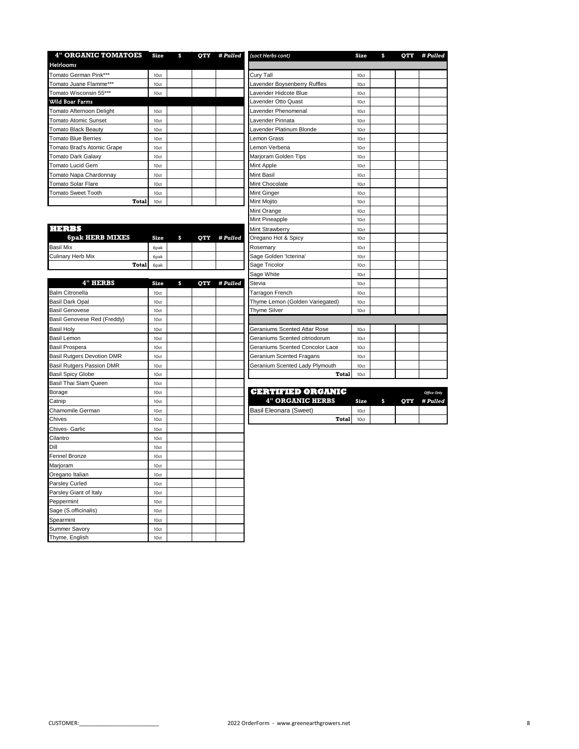| 4" ORGANIC TOMATOES | Size | $ | QTY | # Pulled |
|---|---|---|---|---|
| **Heirlooms** | | | | |
| Tomato German Pink*** | 10ct | | | |
| Tomato Juane Flamme*** | 10ct | | | |
| Tomato Wisconsin 55*** | 10ct | | | |
| **Wild Boar Farms** | | | | |
| Tomato Afternoon Delight | 10ct | | | |
| Tomato Atomic Sunset | 10ct | | | |
| Tomato Black Beauty | 10ct | | | |
| Tomato Blue Berries | 10ct | | | |
| Tomato Brad's Atomic Grape | 10ct | | | |
| Tomato Dark Galaxy | 10ct | | | |
| Tomato Lucid Gem | 10ct | | | |
| Tomato Napa Chardonnay | 10ct | | | |
| Tomato Solar Flare | 10ct | | | |
| Tomato Sweet Tooth | 10ct | | | |
| **Total** | 10ct | | | |

## HERBS

| 6pak HERB MIXES | Size | $ | QTY | # Pulled |
|---|---|---|---|---|
| Basil Mix | 6pak | | | |
| Culinary Herb Mix | 6pak | | | |
| **Total** | 6pak | | | |

| 4" HERBS | Size | $ | QTY | # Pulled |
|---|---|---|---|---|
| Balm Citronella | 10ct | | | |
| Basil Dark Opal | 10ct | | | |
| Basil Genovese | 10ct | | | |
| Basil Genovese Red (Freddy) | 10ct | | | |
| Basil Holy | 10ct | | | |
| Basil Lemon | 10ct | | | |
| Basil Prospera | 10ct | | | |
| Basil Rutgers Devotion DMR | 10ct | | | |
| Basil Rutgers Passion DMR | 10ct | | | |
| Basil Spicy Globe | 10ct | | | |
| Basil Thai Siam Queen | 10ct | | | |
| Borage | 10ct | | | |
| Catnip | 10ct | | | |
| Chamomile German | 10ct | | | |
| Chives | 10ct | | | |
| Chives- Garlic | 10ct | | | |
| Cilantro | 10ct | | | |
| Dill | 10ct | | | |
| Fennel Bronze | 10ct | | | |
| Marjoram | 10ct | | | |
| Oregano Italian | 10ct | | | |
| Parsley Curled | 10ct | | | |
| Parsley Giant of Italy | 10ct | | | |
| Peppermint | 10ct | | | |
| Sage (S.officinalis) | 10ct | | | |
| Spearmint | 10ct | | | |
| Summer Savory | 10ct | | | |
| Thyme, English | 10ct | | | |

| (10ct Herbs cont) | Size | $ | QTY | # Pulled |
|---|---|---|---|---|
| | | | | |
| Cury Tall | 10ct | | | |
| Lavender Boysenberry Ruffles | 10ct | | | |
| Lavender Hidcote Blue | 10ct | | | |
| Lavender Otto Quast | 10ct | | | |
| Lavender Phenomenal | 10ct | | | |
| Lavender Pinnata | 10ct | | | |
| Lavender Platinum Blonde | 10ct | | | |
| Lemon Grass | 10ct | | | |
| Lemon Verbena | 10ct | | | |
| Marjoram Golden Tips | 10ct | | | |
| Mint Apple | 10ct | | | |
| Mint Basil | 10ct | | | |
| Mint Chocolate | 10ct | | | |
| Mint Ginger | 10ct | | | |
| Mint Mojito | 10ct | | | |
| Mint Orange | 10ct | | | |
| Mint Pineapple | 10ct | | | |
| Mint Strawberry | 10ct | | | |
| Oregano Hot & Spicy | 10ct | | | |
| Rosemary | 10ct | | | |
| Sage Golden 'Icterina' | 10ct | | | |
| Sage Tricolor | 10ct | | | |
| Sage White | 10ct | | | |
| Stevia | 10ct | | | |
| Tarragon French | 10ct | | | |
| Thyme Lemon (Golden Variegated) | 10ct | | | |
| Thyme Silver | 10ct | | | |
| | | | | |
| Geraniums Scented Attar Rose | 10ct | | | |
| Geraniums Scented citriodorum | 10ct | | | |
| Geraniums Scented Concolor Lace | 10ct | | | |
| Geranium Scented Fragans | 10ct | | | |
| Geranium Scented Lady Plymouth | 10ct | | | |
| **Total** | 10ct | | | |

## CERTIFIED ORGANIC

| 4" ORGANIC HERBS | Size | $ | QTY | *Office Only* # Pulled |
|---|---|---|---|---|
| Basil Eleonara (Sweet) | 10ct | | | |
| **Total** | 10ct | | | |

CUSTOMER:___________________________

2022 OrderForm - www.greenearthgrowers.net